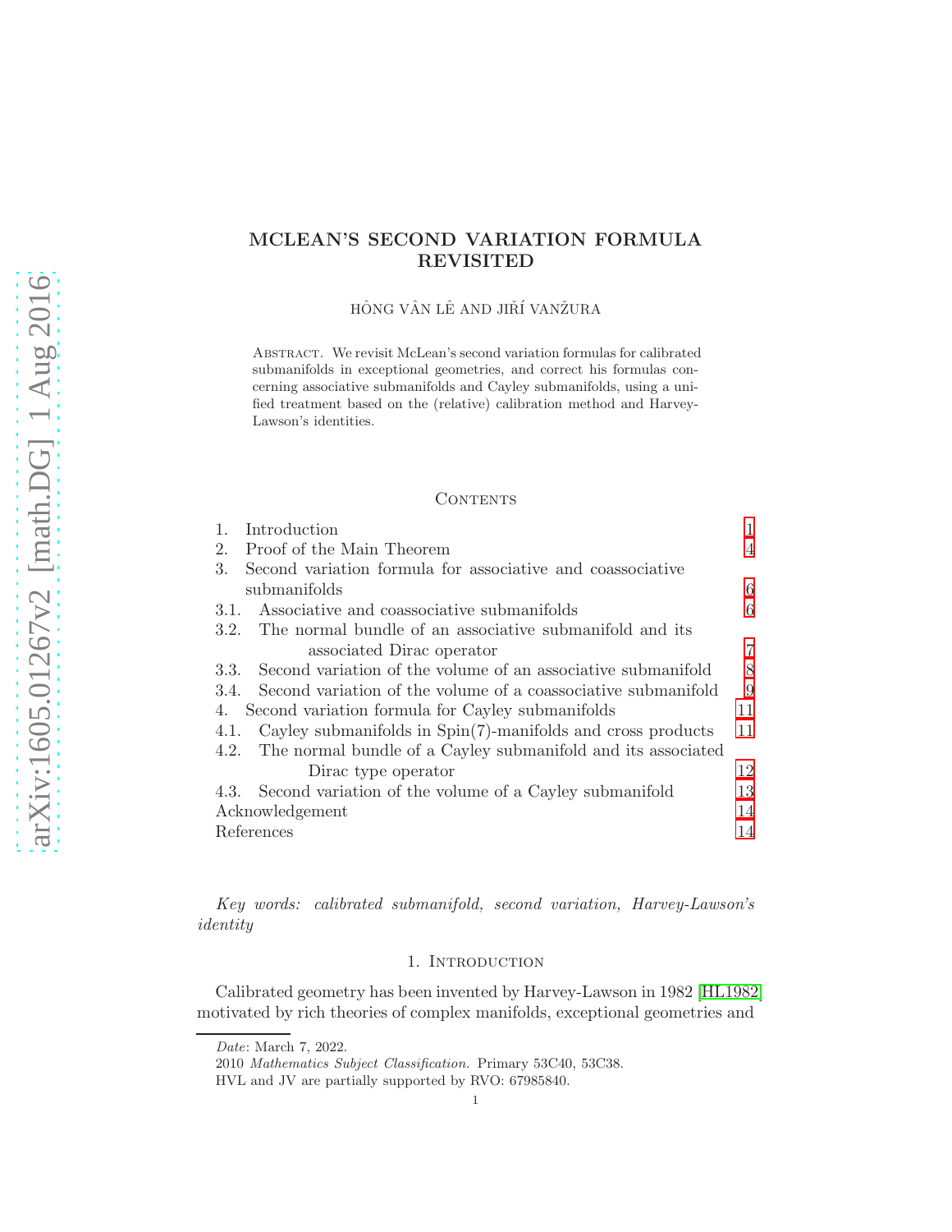# MCLEAN'S SECOND VARIATION FORMULA REVISITED

HÔNG VÂN LÊ AND JIŘÍ VANŽURA

Abstract. We revisit McLean's second variation formulas for calibrated submanifolds in exceptional geometries, and correct his formulas concerning associative submanifolds and Cayley submanifolds, using a unified treatment based on the (relative) calibration method and Harvey-Lawson's identities.

## Contents

1. Introduction — 1
2. Proof of the Main Theorem — 4
3. Second variation formula for associative and coassociative submanifolds — 6
   - 3.1. Associative and coassociative submanifolds — 6
   - 3.2. The normal bundle of an associative submanifold and its associated Dirac operator — 7
   - 3.3. Second variation of the volume of an associative submanifold — 8
   - 3.4. Second variation of the volume of a coassociative submanifold — 9
4. Second variation formula for Cayley submanifolds — 11
   - 4.1. Cayley submanifolds in Spin(7)-manifolds and cross products — 11
   - 4.2. The normal bundle of a Cayley submanifold and its associated Dirac type operator — 12
   - 4.3. Second variation of the volume of a Cayley submanifold — 13

Acknowledgement — 14

References — 14

*Key words: calibrated submanifold, second variation, Harvey-Lawson's identity*

## 1. Introduction

Calibrated geometry has been invented by Harvey-Lawson in 1982 [HL1982] motivated by rich theories of complex manifolds, exceptional geometries and

---

*Date*: March 7, 2022.

2010 *Mathematics Subject Classification.* Primary 53C40, 53C38.

HVL and JV are partially supported by RVO: 67985840.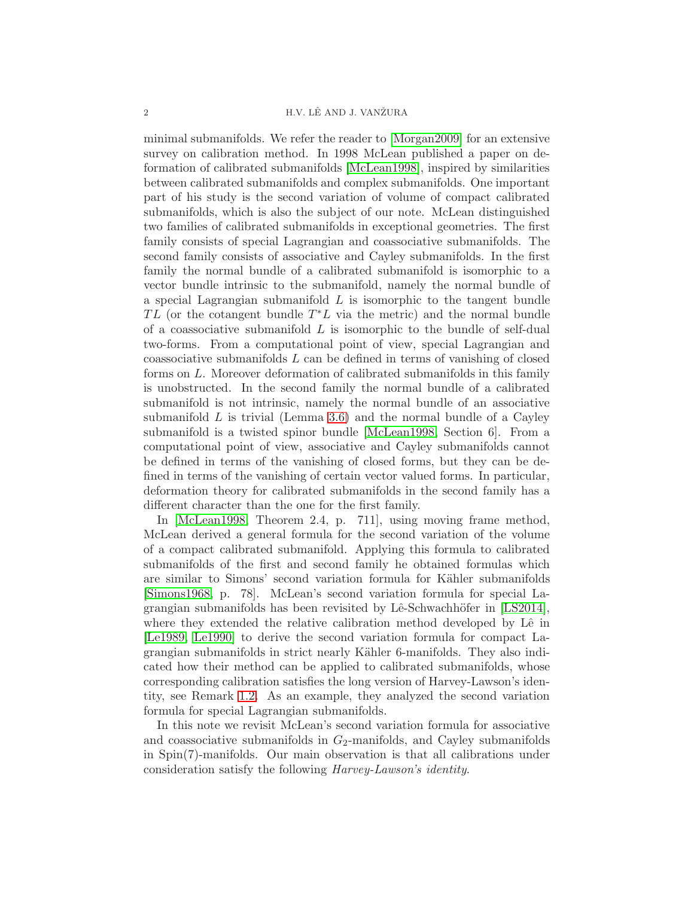minimal submanifolds. We refer the reader to [Morgan2009] for an extensive survey on calibration method. In 1998 McLean published a paper on deformation of calibrated submanifolds [McLean1998], inspired by similarities between calibrated submanifolds and complex submanifolds. One important part of his study is the second variation of volume of compact calibrated submanifolds, which is also the subject of our note. McLean distinguished two families of calibrated submanifolds in exceptional geometries. The first family consists of special Lagrangian and coassociative submanifolds. The second family consists of associative and Cayley submanifolds. In the first family the normal bundle of a calibrated submanifold is isomorphic to a vector bundle intrinsic to the submanifold, namely the normal bundle of a special Lagrangian submanifold $L$ is isomorphic to the tangent bundle $TL$ (or the cotangent bundle $T^*L$ via the metric) and the normal bundle of a coassociative submanifold $L$ is isomorphic to the bundle of self-dual two-forms. From a computational point of view, special Lagrangian and coassociative submanifolds $L$ can be defined in terms of vanishing of closed forms on $L$. Moreover deformation of calibrated submanifolds in this family is unobstructed. In the second family the normal bundle of a calibrated submanifold is not intrinsic, namely the normal bundle of an associative submanifold $L$ is trivial (Lemma 3.6) and the normal bundle of a Cayley submanifold is a twisted spinor bundle [McLean1998, Section 6]. From a computational point of view, associative and Cayley submanifolds cannot be defined in terms of the vanishing of closed forms, but they can be defined in terms of the vanishing of certain vector valued forms. In particular, deformation theory for calibrated submanifolds in the second family has a different character than the one for the first family.

In [McLean1998, Theorem 2.4, p. 711], using moving frame method, McLean derived a general formula for the second variation of the volume of a compact calibrated submanifold. Applying this formula to calibrated submanifolds of the first and second family he obtained formulas which are similar to Simons' second variation formula for Kähler submanifolds [Simons1968, p. 78]. McLean's second variation formula for special Lagrangian submanifolds has been revisited by Lê-Schwachhöfer in [LS2014], where they extended the relative calibration method developed by Lê in [Le1989, Le1990] to derive the second variation formula for compact Lagrangian submanifolds in strict nearly Kähler 6-manifolds. They also indicated how their method can be applied to calibrated submanifolds, whose corresponding calibration satisfies the long version of Harvey-Lawson's identity, see Remark 1.2. As an example, they analyzed the second variation formula for special Lagrangian submanifolds.

In this note we revisit McLean's second variation formula for associative and coassociative submanifolds in $G_2$-manifolds, and Cayley submanifolds in Spin(7)-manifolds. Our main observation is that all calibrations under consideration satisfy the following *Harvey-Lawson's identity*.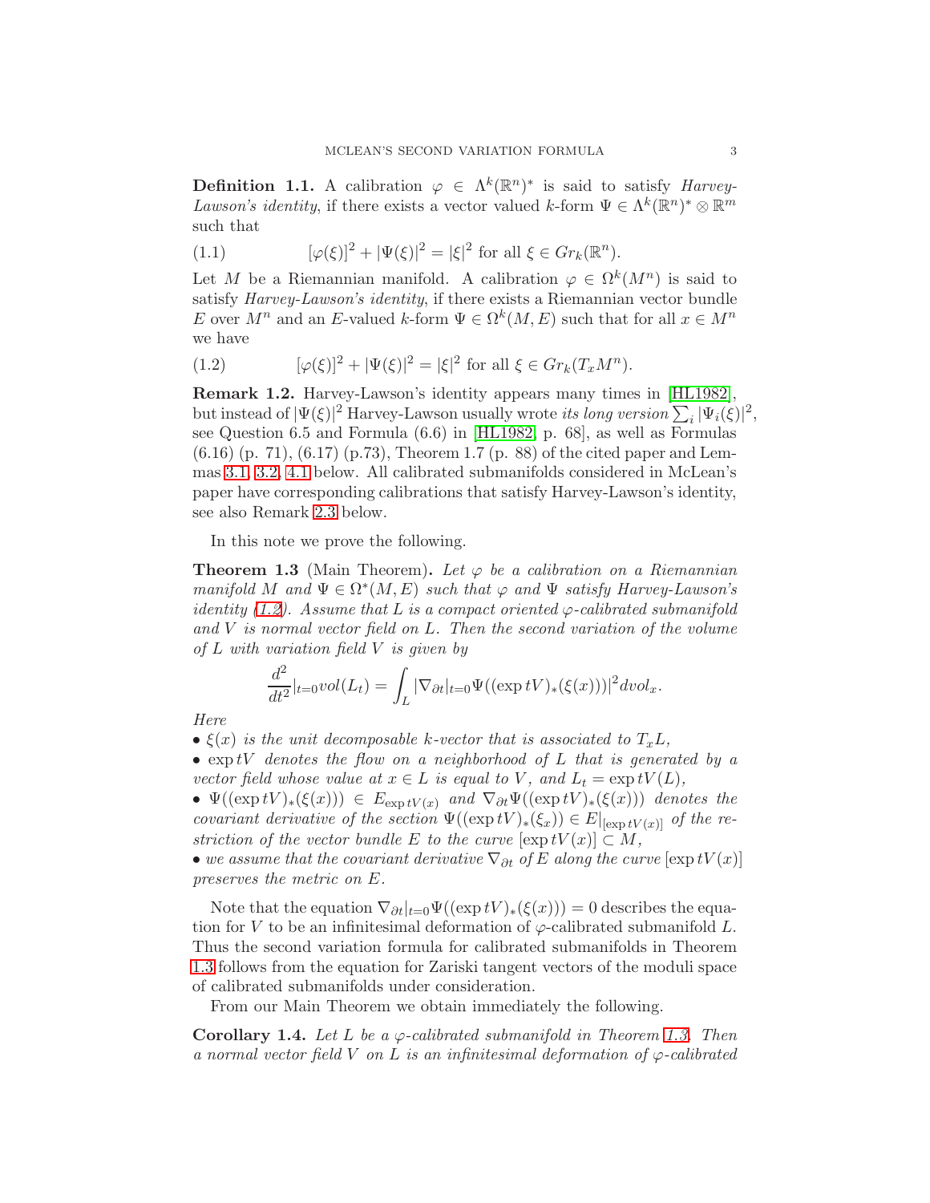**Definition 1.1.** A calibration $\varphi \in \Lambda^k(\mathbb{R}^n)^*$ is said to satisfy *Harvey-Lawson's identity*, if there exists a vector valued $k$-form $\Psi \in \Lambda^k(\mathbb{R}^n)^* \otimes \mathbb{R}^m$ such that

$$[\varphi(\xi)]^2 + |\Psi(\xi)|^2 = |\xi|^2 \text{ for all } \xi \in Gr_k(\mathbb{R}^n). \tag{1.1}$$

Let $M$ be a Riemannian manifold. A calibration $\varphi \in \Omega^k(M^n)$ is said to satisfy *Harvey-Lawson's identity*, if there exists a Riemannian vector bundle $E$ over $M^n$ and an $E$-valued $k$-form $\Psi \in \Omega^k(M, E)$ such that for all $x \in M^n$ we have

$$[\varphi(\xi)]^2 + |\Psi(\xi)|^2 = |\xi|^2 \text{ for all } \xi \in Gr_k(T_xM^n). \tag{1.2}$$

**Remark 1.2.** Harvey-Lawson's identity appears many times in [HL1982], but instead of $|\Psi(\xi)|^2$ Harvey-Lawson usually wrote *its long version* $\sum_i |\Psi_i(\xi)|^2$, see Question 6.5 and Formula (6.6) in [HL1982, p. 68], as well as Formulas (6.16) (p. 71), (6.17) (p.73), Theorem 1.7 (p. 88) of the cited paper and Lemmas 3.1, 3.2, 4.1 below. All calibrated submanifolds considered in McLean's paper have corresponding calibrations that satisfy Harvey-Lawson's identity, see also Remark 2.3 below.

In this note we prove the following.

**Theorem 1.3** (Main Theorem)**.** *Let $\varphi$ be a calibration on a Riemannian manifold $M$ and $\Psi \in \Omega^*(M, E)$ such that $\varphi$ and $\Psi$ satisfy Harvey-Lawson's identity (1.2). Assume that $L$ is a compact oriented $\varphi$-calibrated submanifold and $V$ is normal vector field on $L$. Then the second variation of the volume of $L$ with variation field $V$ is given by*

$$\frac{d^2}{dt^2}|_{t=0} vol(L_t) = \int_L |\nabla_{\partial t}|_{t=0} \Psi((\exp tV)_*(\xi(x)))|^2 dvol_x.$$

*Here*

- *$\xi(x)$ is the unit decomposable $k$-vector that is associated to $T_xL$,*
- *$\exp tV$ denotes the flow on a neighborhood of $L$ that is generated by a vector field whose value at $x \in L$ is equal to $V$, and $L_t = \exp tV(L)$,*
- *$\Psi((\exp tV)_*(\xi(x))) \in E_{\exp tV(x)}$ and $\nabla_{\partial t}\Psi((\exp tV)_*(\xi(x)))$ denotes the covariant derivative of the section $\Psi((\exp tV)_*(\xi_x)) \in E|_{[\exp tV(x)]}$ of the restriction of the vector bundle $E$ to the curve $[\exp tV(x)] \subset M$,*
- *we assume that the covariant derivative $\nabla_{\partial t}$ of $E$ along the curve $[\exp tV(x)]$ preserves the metric on $E$.*

Note that the equation $\nabla_{\partial t}|_{t=0}\Psi((\exp tV)_*(\xi(x))) = 0$ describes the equation for $V$ to be an infinitesimal deformation of $\varphi$-calibrated submanifold $L$. Thus the second variation formula for calibrated submanifolds in Theorem 1.3 follows from the equation for Zariski tangent vectors of the moduli space of calibrated submanifolds under consideration.

From our Main Theorem we obtain immediately the following.

**Corollary 1.4.** *Let $L$ be a $\varphi$-calibrated submanifold in Theorem 1.3. Then a normal vector field $V$ on $L$ is an infinitesimal deformation of $\varphi$-calibrated*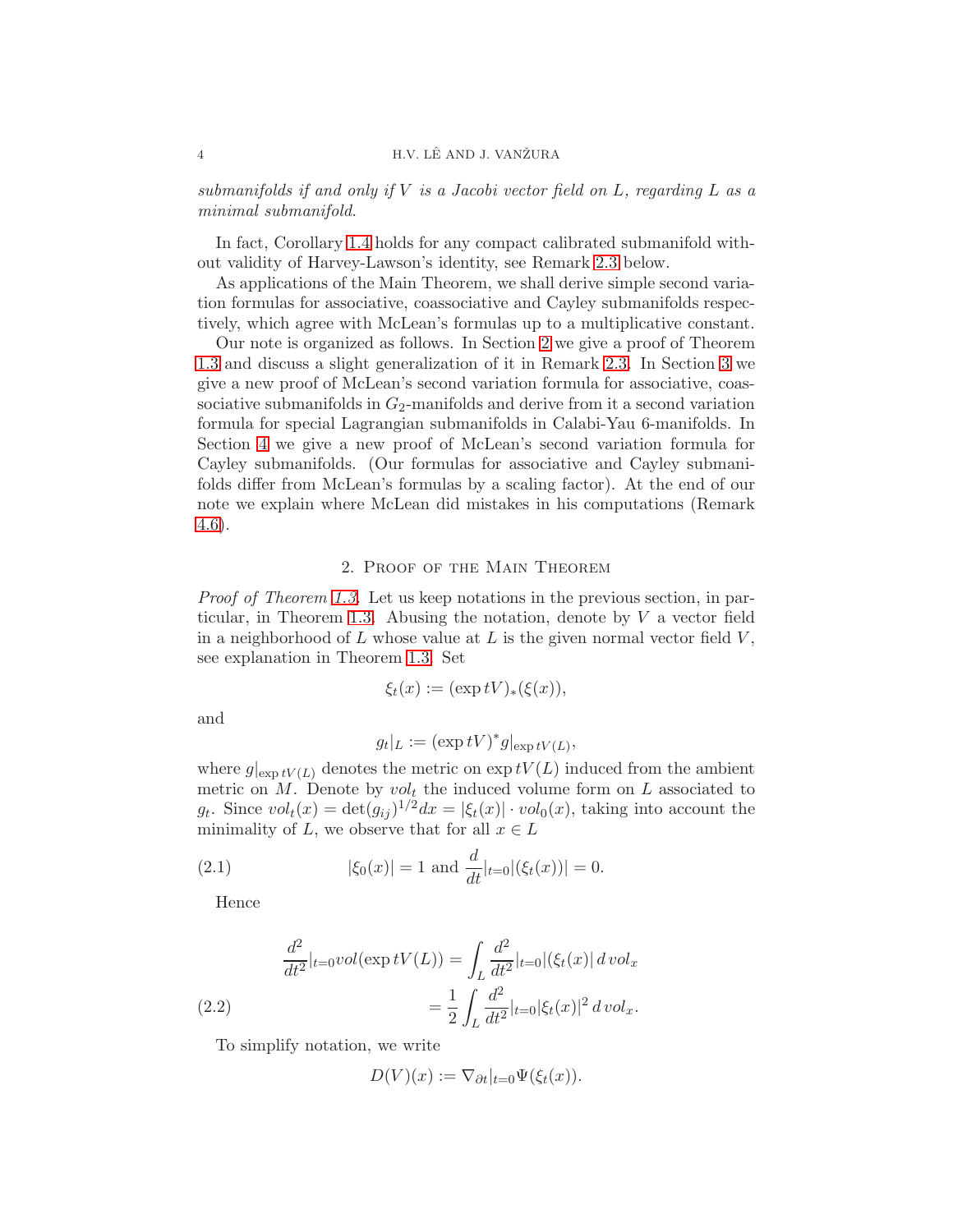*submanifolds if and only if $V$ is a Jacobi vector field on $L$, regarding $L$ as a minimal submanifold.*

In fact, Corollary 1.4 holds for any compact calibrated submanifold without validity of Harvey-Lawson's identity, see Remark 2.3 below.

As applications of the Main Theorem, we shall derive simple second variation formulas for associative, coassociative and Cayley submanifolds respectively, which agree with McLean's formulas up to a multiplicative constant.

Our note is organized as follows. In Section 2 we give a proof of Theorem 1.3 and discuss a slight generalization of it in Remark 2.3. In Section 3 we give a new proof of McLean's second variation formula for associative, coassociative submanifolds in $G_2$-manifolds and derive from it a second variation formula for special Lagrangian submanifolds in Calabi-Yau 6-manifolds. In Section 4 we give a new proof of McLean's second variation formula for Cayley submanifolds. (Our formulas for associative and Cayley submanifolds differ from McLean's formulas by a scaling factor). At the end of our note we explain where McLean did mistakes in his computations (Remark 4.6).

## 2. Proof of the Main Theorem

*Proof of Theorem 1.3.* Let us keep notations in the previous section, in particular, in Theorem 1.3. Abusing the notation, denote by $V$ a vector field in a neighborhood of $L$ whose value at $L$ is the given normal vector field $V$, see explanation in Theorem 1.3. Set

$$\xi_t(x) := (\exp tV)_*(\xi(x)),$$

and

$$g_t|_L := (\exp tV)^* g|_{\exp tV(L)},$$

where $g|_{\exp tV(L)}$ denotes the metric on $\exp tV(L)$ induced from the ambient metric on $M$. Denote by $vol_t$ the induced volume form on $L$ associated to $g_t$. Since $vol_t(x) = \det(g_{ij})^{1/2} dx = |\xi_t(x)| \cdot vol_0(x)$, taking into account the minimality of $L$, we observe that for all $x \in L$

$$|\xi_0(x)| = 1 \text{ and } \frac{d}{dt}|_{t=0}|(\xi_t(x))| = 0. \tag{2.1}$$

Hence

$$\begin{aligned}\frac{d^2}{dt^2}|_{t=0} vol(\exp tV(L)) &= \int_L \frac{d^2}{dt^2}|_{t=0}|(\xi_t(x)|\, d\, vol_x \\ &= \frac{1}{2}\int_L \frac{d^2}{dt^2}|_{t=0}|\xi_t(x)|^2\, d\, vol_x.\end{aligned} \tag{2.2}$$

To simplify notation, we write

$$D(V)(x) := \nabla_{\partial t}|_{t=0}\Psi(\xi_t(x)).$$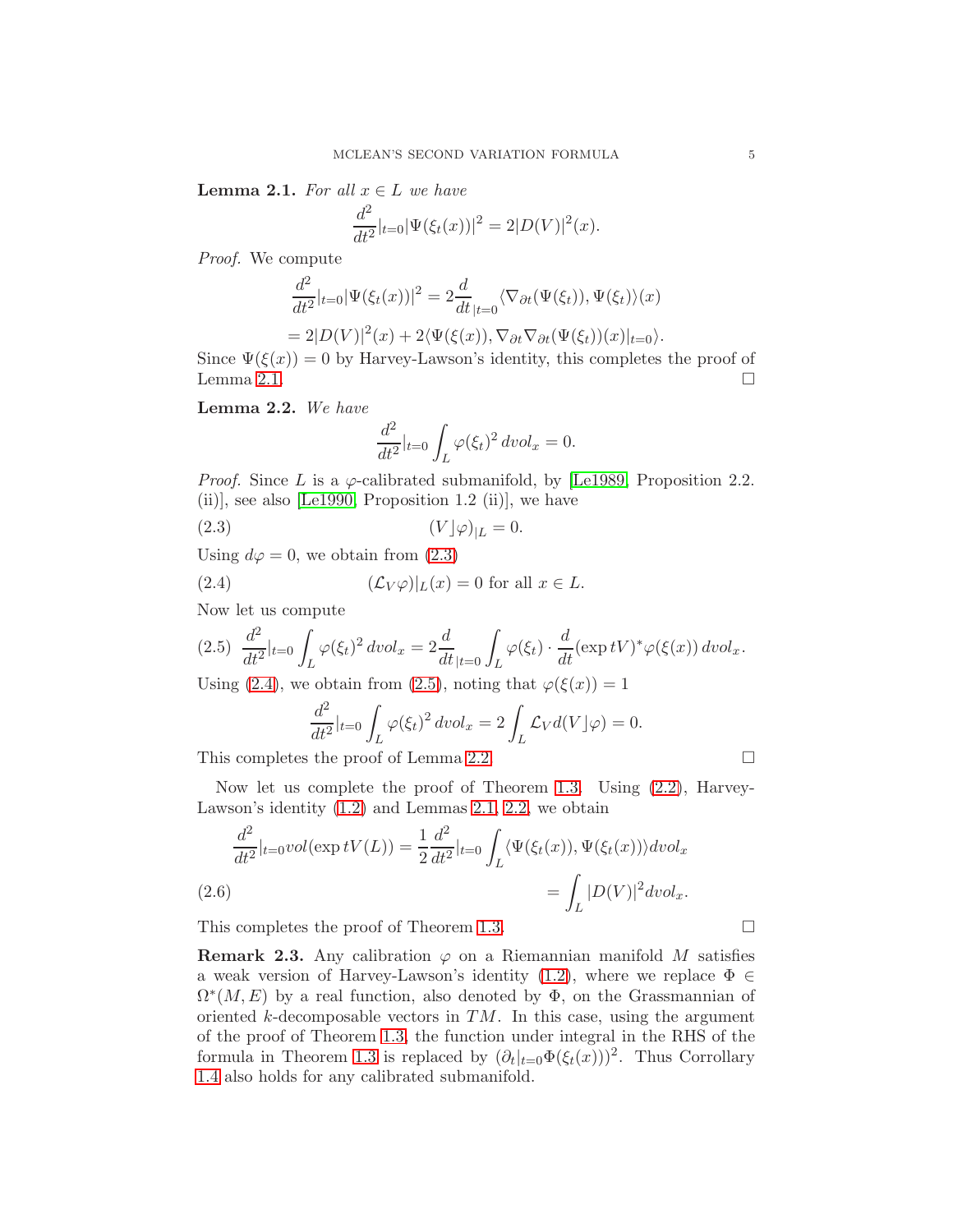**Lemma 2.1.** *For all $x \in L$ we have*

$$\frac{d^2}{dt^2}|_{t=0}|\Psi(\xi_t(x))|^2 = 2|D(V)|^2(x).$$

*Proof.* We compute

$$\frac{d^2}{dt^2}|_{t=0}|\Psi(\xi_t(x))|^2 = 2\frac{d}{dt}_{|t=0}\langle\nabla_{\partial t}(\Psi(\xi_t)), \Psi(\xi_t)\rangle(x)$$

$$= 2|D(V)|^2(x) + 2\langle\Psi(\xi(x)), \nabla_{\partial t}\nabla_{\partial t}(\Psi(\xi_t))(x)|_{t=0}\rangle.$$

Since $\Psi(\xi(x)) = 0$ by Harvey-Lawson's identity, this completes the proof of Lemma 2.1. $\square$

**Lemma 2.2.** *We have*

$$\frac{d^2}{dt^2}|_{t=0}\int_L \varphi(\xi_t)^2\, dvol_x = 0.$$

*Proof.* Since $L$ is a $\varphi$-calibrated submanifold, by [Le1989, Proposition 2.2. (ii)], see also [Le1990, Proposition 1.2 (ii)], we have

$$(V\rfloor\varphi)_{|L} = 0. \tag{2.3}$$

Using $d\varphi = 0$, we obtain from (2.3)

$$(\mathcal{L}_V\varphi)|_L(x) = 0 \text{ for all } x \in L. \tag{2.4}$$

Now let us compute

$$\frac{d^2}{dt^2}|_{t=0}\int_L \varphi(\xi_t)^2\, dvol_x = 2\frac{d}{dt}_{|t=0}\int_L \varphi(\xi_t)\cdot\frac{d}{dt}(\exp tV)^*\varphi(\xi(x))\, dvol_x. \tag{2.5}$$

Using (2.4), we obtain from (2.5), noting that $\varphi(\xi(x)) = 1$

$$\frac{d^2}{dt^2}|_{t=0}\int_L \varphi(\xi_t)^2\, dvol_x = 2\int_L \mathcal{L}_V d(V\rfloor\varphi) = 0.$$

This completes the proof of Lemma 2.2. $\square$

Now let us complete the proof of Theorem 1.3. Using (2.2), Harvey-Lawson's identity (1.2) and Lemmas 2.1, 2.2, we obtain

$$\frac{d^2}{dt^2}|_{t=0}vol(\exp tV(L)) = \frac{1}{2}\frac{d^2}{dt^2}|_{t=0}\int_L\langle\Psi(\xi_t(x)), \Psi(\xi_t(x))\rangle dvol_x$$

$$= \int_L |D(V)|^2 dvol_x. \tag{2.6}$$

This completes the proof of Theorem 1.3. $\square$

**Remark 2.3.** Any calibration $\varphi$ on a Riemannian manifold $M$ satisfies a weak version of Harvey-Lawson's identity (1.2), where we replace $\Phi \in \Omega^*(M, E)$ by a real function, also denoted by $\Phi$, on the Grassmannian of oriented $k$-decomposable vectors in $TM$. In this case, using the argument of the proof of Theorem 1.3, the function under integral in the RHS of the formula in Theorem 1.3 is replaced by $(\partial_t|_{t=0}\Phi(\xi_t(x)))^2$. Thus Corollary 1.4 also holds for any calibrated submanifold.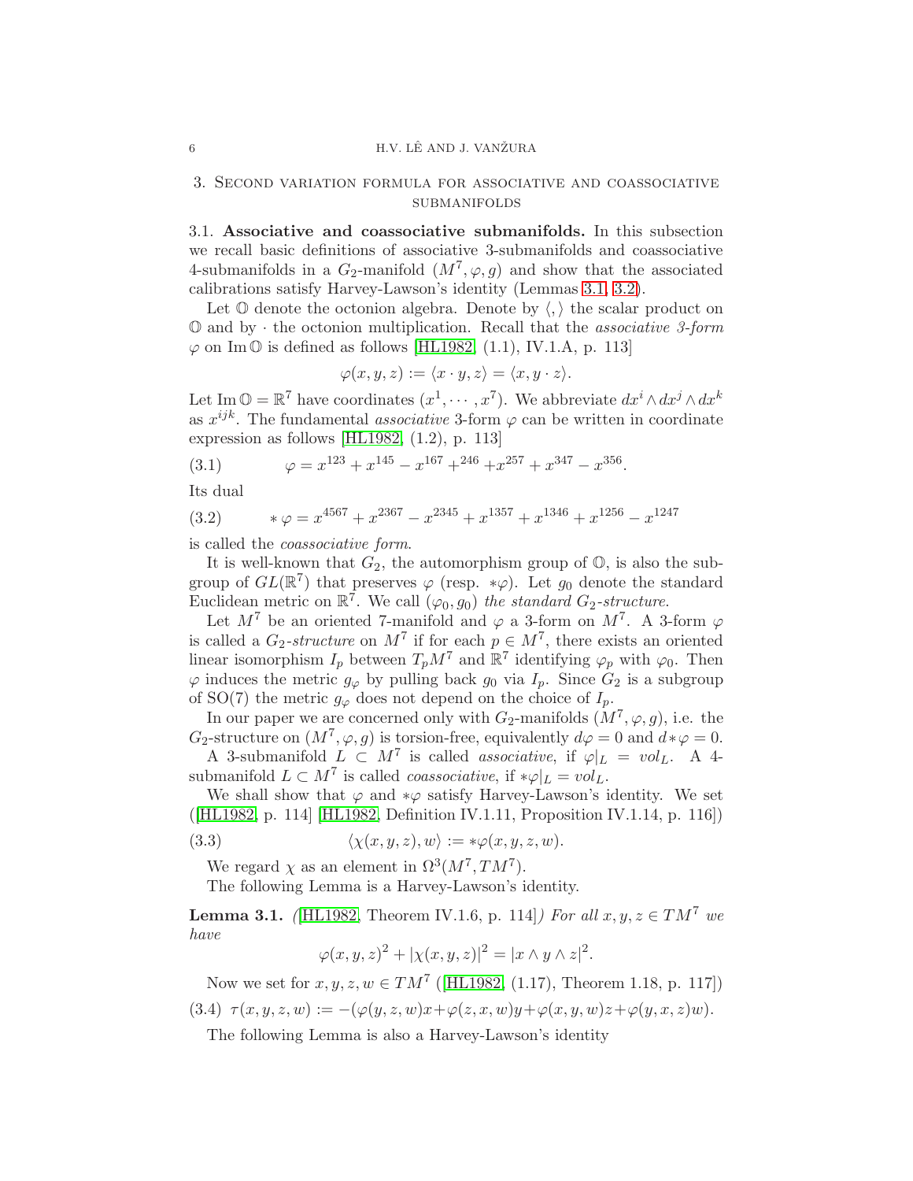## 3. Second variation formula for associative and coassociative submanifolds

**3.1. Associative and coassociative submanifolds.** In this subsection we recall basic definitions of associative 3-submanifolds and coassociative 4-submanifolds in a $G_2$-manifold $(M^7, \varphi, g)$ and show that the associated calibrations satisfy Harvey-Lawson's identity (Lemmas 3.1, 3.2).

Let $\mathbb{O}$ denote the octonion algebra. Denote by $\langle , \rangle$ the scalar product on $\mathbb{O}$ and by $\cdot$ the octonion multiplication. Recall that the *associative 3-form* $\varphi$ on $\operatorname{Im}\mathbb{O}$ is defined as follows [HL1982, (1.1), IV.1.A, p. 113]

$$\varphi(x, y, z) := \langle x \cdot y, z\rangle = \langle x, y \cdot z\rangle.$$

Let $\operatorname{Im}\mathbb{O} = \mathbb{R}^7$ have coordinates $(x^1, \cdots, x^7)$. We abbreviate $dx^i \wedge dx^j \wedge dx^k$ as $x^{ijk}$. The fundamental *associative* 3-form $\varphi$ can be written in coordinate expression as follows [HL1982, (1.2), p. 113]

$$\varphi = x^{123} + x^{145} - x^{167} +^{246} + x^{257} + x^{347} - x^{356}. \tag{3.1}$$

Its dual

$$*\varphi = x^{4567} + x^{2367} - x^{2345} + x^{1357} + x^{1346} + x^{1256} - x^{1247} \tag{3.2}$$

is called the *coassociative form*.

It is well-known that $G_2$, the automorphism group of $\mathbb{O}$, is also the subgroup of $GL(\mathbb{R}^7)$ that preserves $\varphi$ (resp. $*\varphi$). Let $g_0$ denote the standard Euclidean metric on $\mathbb{R}^7$. We call $(\varphi_0, g_0)$ *the standard $G_2$-structure.*

Let $M^7$ be an oriented 7-manifold and $\varphi$ a 3-form on $M^7$. A 3-form $\varphi$ is called a *$G_2$-structure* on $M^7$ if for each $p \in M^7$, there exists an oriented linear isomorphism $I_p$ between $T_pM^7$ and $\mathbb{R}^7$ identifying $\varphi_p$ with $\varphi_0$. Then $\varphi$ induces the metric $g_\varphi$ by pulling back $g_0$ via $I_p$. Since $G_2$ is a subgroup of SO(7) the metric $g_\varphi$ does not depend on the choice of $I_p$.

In our paper we are concerned only with $G_2$-manifolds $(M^7, \varphi, g)$, i.e. the $G_2$-structure on $(M^7, \varphi, g)$ is torsion-free, equivalently $d\varphi = 0$ and $d*\varphi = 0$.

A 3-submanifold $L \subset M^7$ is called *associative*, if $\varphi|_L = vol_L$. A 4-submanifold $L \subset M^7$ is called *coassociative*, if $*\varphi|_L = vol_L$.

We shall show that $\varphi$ and $*\varphi$ satisfy Harvey-Lawson's identity. We set ([HL1982, p. 114] [HL1982, Definition IV.1.11, Proposition IV.1.14, p. 116])

$$\langle \chi(x, y, z), w\rangle := *\varphi(x, y, z, w). \tag{3.3}$$

We regard $\chi$ as an element in $\Omega^3(M^7, TM^7)$.

The following Lemma is a Harvey-Lawson's identity.

**Lemma 3.1.** *([HL1982, Theorem IV.1.6, p. 114]) For all $x, y, z \in TM^7$ we have*

$$\varphi(x, y, z)^2 + |\chi(x, y, z)|^2 = |x \wedge y \wedge z|^2.$$

Now we set for $x, y, z, w \in TM^7$ ([HL1982, (1.17), Theorem 1.18, p. 117])

$$\tau(x, y, z, w) := -(\varphi(y, z, w)x + \varphi(z, x, w)y + \varphi(x, y, w)z + \varphi(y, x, z)w). \tag{3.4}$$

The following Lemma is also a Harvey-Lawson's identity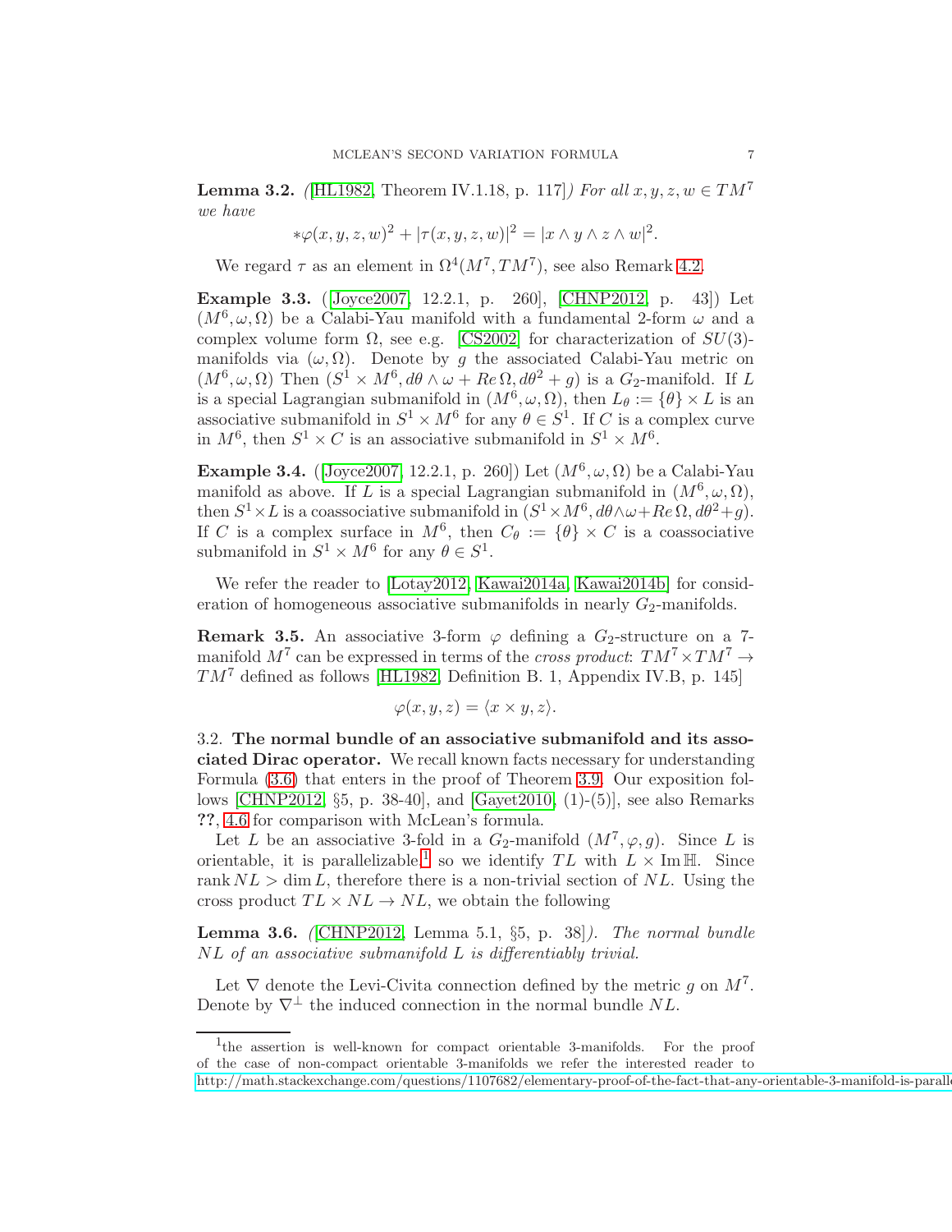**Lemma 3.2.** *([HL1982, Theorem IV.1.18, p. 117]) For all $x, y, z, w \in TM^7$ we have*

$$*\varphi(x, y, z, w)^2 + |\tau(x, y, z, w)|^2 = |x \wedge y \wedge z \wedge w|^2.$$

We regard $\tau$ as an element in $\Omega^4(M^7, TM^7)$, see also Remark 4.2.

**Example 3.3.** ([Joyce2007, 12.2.1, p. 260], [CHNP2012, p. 43]) Let $(M^6, \omega, \Omega)$ be a Calabi-Yau manifold with a fundamental 2-form $\omega$ and a complex volume form $\Omega$, see e.g. [CS2002] for characterization of $SU(3)$-manifolds via $(\omega, \Omega)$. Denote by $g$ the associated Calabi-Yau metric on $(M^6, \omega, \Omega)$ Then $(S^1 \times M^6, d\theta \wedge \omega + Re\,\Omega, d\theta^2 + g)$ is a $G_2$-manifold. If $L$ is a special Lagrangian submanifold in $(M^6, \omega, \Omega)$, then $L_\theta := \{\theta\} \times L$ is an associative submanifold in $S^1 \times M^6$ for any $\theta \in S^1$. If $C$ is a complex curve in $M^6$, then $S^1 \times C$ is an associative submanifold in $S^1 \times M^6$.

**Example 3.4.** ([Joyce2007, 12.2.1, p. 260]) Let $(M^6, \omega, \Omega)$ be a Calabi-Yau manifold as above. If $L$ is a special Lagrangian submanifold in $(M^6, \omega, \Omega)$, then $S^1 \times L$ is a coassociative submanifold in $(S^1 \times M^6, d\theta \wedge \omega + Re\,\Omega, d\theta^2 + g)$. If $C$ is a complex surface in $M^6$, then $C_\theta := \{\theta\} \times C$ is a coassociative submanifold in $S^1 \times M^6$ for any $\theta \in S^1$.

We refer the reader to [Lotay2012, Kawai2014a, Kawai2014b] for consideration of homogeneous associative submanifolds in nearly $G_2$-manifolds.

**Remark 3.5.** An associative 3-form $\varphi$ defining a $G_2$-structure on a 7-manifold $M^7$ can be expressed in terms of the *cross product*: $TM^7 \times TM^7 \to TM^7$ defined as follows [HL1982, Definition B. 1, Appendix IV.B, p. 145]

$$\varphi(x, y, z) = \langle x \times y, z \rangle.$$

3.2. **The normal bundle of an associative submanifold and its associated Dirac operator.** We recall known facts necessary for understanding Formula (3.6) that enters in the proof of Theorem 3.9. Our exposition follows [CHNP2012, §5, p. 38-40], and [Gayet2010, (1)-(5)], see also Remarks ??, 4.6 for comparison with McLean's formula.

Let $L$ be an associative 3-fold in a $G_2$-manifold $(M^7, \varphi, g)$. Since $L$ is orientable, it is parallelizable,[1] so we identify $TL$ with $L \times \mathrm{Im}\,\mathbb{H}$. Since $\mathrm{rank}\, NL > \dim L$, therefore there is a non-trivial section of $NL$. Using the cross product $TL \times NL \to NL$, we obtain the following

**Lemma 3.6.** *([CHNP2012, Lemma 5.1, §5, p. 38]). The normal bundle $NL$ of an associative submanifold $L$ is differentiably trivial.*

Let $\nabla$ denote the Levi-Civita connection defined by the metric $g$ on $M^7$. Denote by $\nabla^\perp$ the induced connection in the normal bundle $NL$.

[1] the assertion is well-known for compact orientable 3-manifolds. For the proof of the case of non-compact orientable 3-manifolds we refer the interested reader to http://math.stackexchange.com/questions/1107682/elementary-proof-of-the-fact-that-any-orientable-3-manifold-is-paralle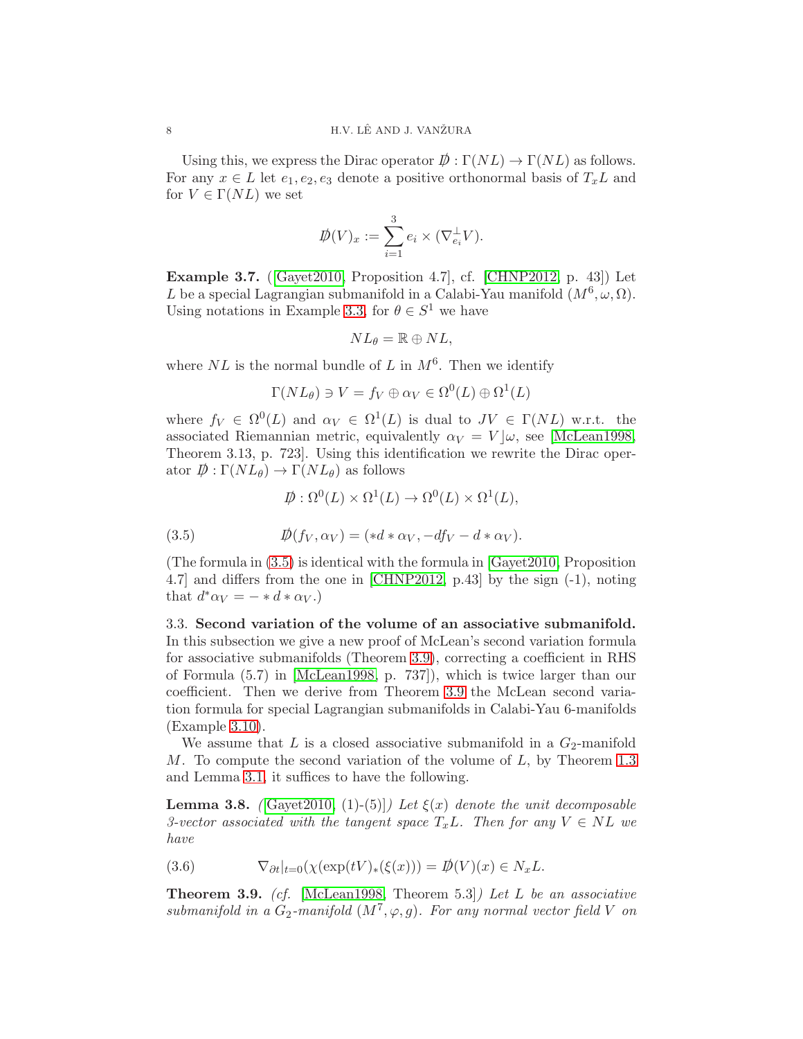Using this, we express the Dirac operator $D\!\!\!\!/ : \Gamma(NL) \to \Gamma(NL)$ as follows. For any $x \in L$ let $e_1, e_2, e_3$ denote a positive orthonormal basis of $T_xL$ and for $V \in \Gamma(NL)$ we set

$$D\!\!\!\!/(V)_x := \sum_{i=1}^{3} e_i \times (\nabla^{\perp}_{e_i} V).$$

**Example 3.7.** ([Gayet2010, Proposition 4.7], cf. [CHNP2012, p. 43]) Let $L$ be a special Lagrangian submanifold in a Calabi-Yau manifold $(M^6, \omega, \Omega)$. Using notations in Example 3.3, for $\theta \in S^1$ we have

$$NL_\theta = \mathbb{R} \oplus NL,$$

where $NL$ is the normal bundle of $L$ in $M^6$. Then we identify

$$\Gamma(NL_\theta) \ni V = f_V \oplus \alpha_V \in \Omega^0(L) \oplus \Omega^1(L)$$

where $f_V \in \Omega^0(L)$ and $\alpha_V \in \Omega^1(L)$ is dual to $JV \in \Gamma(NL)$ w.r.t. the associated Riemannian metric, equivalently $\alpha_V = V \rfloor \omega$, see [McLean1998, Theorem 3.13, p. 723]. Using this identification we rewrite the Dirac operator $D\!\!\!\!/ : \Gamma(NL_\theta) \to \Gamma(NL_\theta)$ as follows

$$D\!\!\!\!/ : \Omega^0(L) \times \Omega^1(L) \to \Omega^0(L) \times \Omega^1(L),$$

$$D\!\!\!\!/(f_V, \alpha_V) = (*d * \alpha_V, -df_V - d * \alpha_V). \tag{3.5}$$

(The formula in (3.5) is identical with the formula in [Gayet2010, Proposition 4.7] and differs from the one in [CHNP2012, p.43] by the sign (-1), noting that $d^*\alpha_V = - * d * \alpha_V$.)

3.3. **Second variation of the volume of an associative submanifold.** In this subsection we give a new proof of McLean's second variation formula for associative submanifolds (Theorem 3.9), correcting a coefficient in RHS of Formula (5.7) in [McLean1998, p. 737]), which is twice larger than our coefficient. Then we derive from Theorem 3.9 the McLean second variation formula for special Lagrangian submanifolds in Calabi-Yau 6-manifolds (Example 3.10).

We assume that $L$ is a closed associative submanifold in a $G_2$-manifold $M$. To compute the second variation of the volume of $L$, by Theorem 1.3 and Lemma 3.1, it suffices to have the following.

**Lemma 3.8.** *([Gayet2010, (1)-(5)]) Let $\xi(x)$ denote the unit decomposable 3-vector associated with the tangent space $T_xL$. Then for any $V \in NL$ we have*

$$\nabla_{\partial t}|_{t=0}(\chi(\exp(tV)_*(\xi(x))) = D\!\!\!\!/(V)(x) \in N_xL. \tag{3.6}$$

**Theorem 3.9.** *(cf. [McLean1998, Theorem 5.3]) Let $L$ be an associative submanifold in a $G_2$-manifold $(M^7, \varphi, g)$. For any normal vector field $V$ on*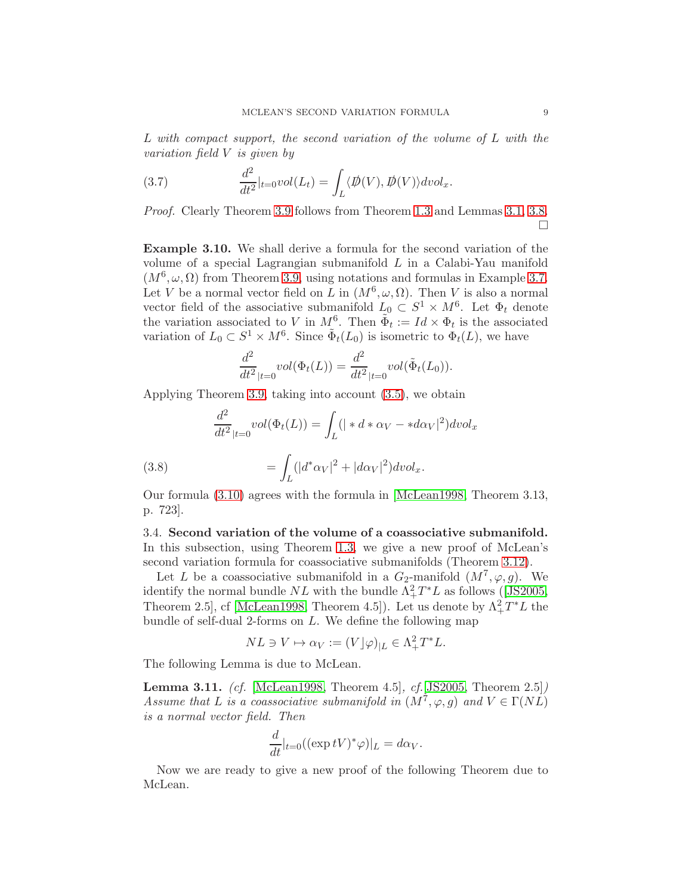*L with compact support, the second variation of the volume of L with the variation field V is given by*

$$\frac{d^2}{dt^2}|_{t=0} vol(L_t) = \int_L \langle \not{D}(V), \not{D}(V)\rangle dvol_x. \tag{3.7}$$

*Proof.* Clearly Theorem 3.9 follows from Theorem 1.3 and Lemmas 3.1, 3.8. □

**Example 3.10.** We shall derive a formula for the second variation of the volume of a special Lagrangian submanifold $L$ in a Calabi-Yau manifold $(M^6, \omega, \Omega)$ from Theorem 3.9, using notations and formulas in Example 3.7. Let $V$ be a normal vector field on $L$ in $(M^6, \omega, \Omega)$. Then $V$ is also a normal vector field of the associative submanifold $L_0 \subset S^1 \times M^6$. Let $\Phi_t$ denote the variation associated to $V$ in $M^6$. Then $\tilde{\Phi}_t := Id \times \Phi_t$ is the associated variation of $L_0 \subset S^1 \times M^6$. Since $\tilde{\Phi}_t(L_0)$ is isometric to $\Phi_t(L)$, we have

$$\frac{d^2}{dt^2}_{|t=0} vol(\Phi_t(L)) = \frac{d^2}{dt^2}_{|t=0} vol(\tilde{\Phi}_t(L_0)).$$

Applying Theorem 3.9, taking into account (3.5), we obtain

$$\frac{d^2}{dt^2}_{|t=0} vol(\Phi_t(L)) = \int_L (|*d*\alpha_V - *d\alpha_V|^2) dvol_x$$

$$= \int_L (|d^*\alpha_V|^2 + |d\alpha_V|^2) dvol_x. \tag{3.8}$$

Our formula (3.10) agrees with the formula in [McLean1998, Theorem 3.13, p. 723].

3.4. **Second variation of the volume of a coassociative submanifold.** In this subsection, using Theorem 1.3, we give a new proof of McLean's second variation formula for coassociative submanifolds (Theorem 3.12).

Let $L$ be a coassociative submanifold in a $G_2$-manifold $(M^7, \varphi, g)$. We identify the normal bundle $NL$ with the bundle $\Lambda^2_+ T^*L$ as follows ([JS2005, Theorem 2.5], cf [McLean1998, Theorem 4.5]). Let us denote by $\Lambda^2_+ T^*L$ the bundle of self-dual 2-forms on $L$. We define the following map

$$NL \ni V \mapsto \alpha_V := (V \rfloor \varphi)_{|L} \in \Lambda^2_+ T^*L.$$

The following Lemma is due to McLean.

**Lemma 3.11.** *(cf. [McLean1998, Theorem 4.5], cf. [JS2005, Theorem 2.5]) Assume that L is a coassociative submanifold in $(M^7, \varphi, g)$ and $V \in \Gamma(NL)$ is a normal vector field. Then*

$$\frac{d}{dt}|_{t=0}((\exp tV)^*\varphi)|_L = d\alpha_V.$$

Now we are ready to give a new proof of the following Theorem due to McLean.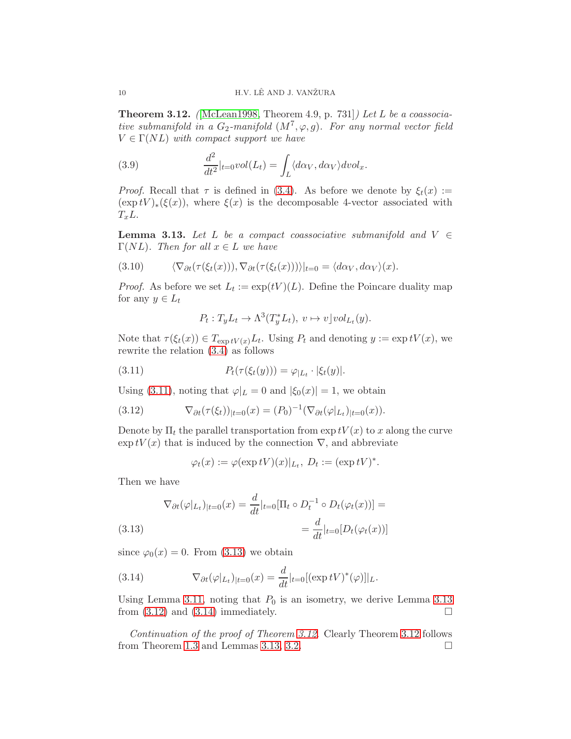**Theorem 3.12.** *([McLean1998, Theorem 4.9, p. 731]) Let $L$ be a coassociative submanifold in a $G_2$-manifold $(M^7, \varphi, g)$. For any normal vector field $V \in \Gamma(NL)$ with compact support we have*

$$\frac{d^2}{dt^2}|_{t=0} vol(L_t) = \int_L \langle d\alpha_V, d\alpha_V \rangle dvol_x. \tag{3.9}$$

*Proof.* Recall that $\tau$ is defined in (3.4). As before we denote by $\xi_t(x) := (\exp tV)_*(\xi(x))$, where $\xi(x)$ is the decomposable 4-vector associated with $T_x L$.

**Lemma 3.13.** *Let $L$ be a compact coassociative submanifold and $V \in \Gamma(NL)$. Then for all $x \in L$ we have*

$$\langle \nabla_{\partial t}(\tau(\xi_t(x))), \nabla_{\partial t}(\tau(\xi_t(x))) \rangle|_{t=0} = \langle d\alpha_V, d\alpha_V \rangle (x). \tag{3.10}$$

*Proof.* As before we set $L_t := \exp(tV)(L)$. Define the Poincare duality map for any $y \in L_t$

$$P_t : T_y L_t \to \Lambda^3(T^*_y L_t), \; v \mapsto v \rfloor vol_{L_t}(y).$$

Note that $\tau(\xi_t(x)) \in T_{\exp tV(x)} L_t$. Using $P_t$ and denoting $y := \exp tV(x)$, we rewrite the relation (3.4) as follows

$$P_t(\tau(\xi_t(y))) = \varphi_{|L_t} \cdot |\xi_t(y)|. \tag{3.11}$$

Using (3.11), noting that $\varphi|_L = 0$ and $|\xi_0(x)| = 1$, we obtain

$$\nabla_{\partial t}(\tau(\xi_t))_{|t=0}(x) = (P_0)^{-1}(\nabla_{\partial t}(\varphi|_{L_t})_{|t=0}(x)). \tag{3.12}$$

Denote by $\Pi_t$ the parallel transportation from $\exp tV(x)$ to $x$ along the curve $\exp tV(x)$ that is induced by the connection $\nabla$, and abbreviate

$$\varphi_t(x) := \varphi(\exp tV)(x)|_{L_t}, \; D_t := (\exp tV)^*.$$

Then we have

$$\begin{aligned} \nabla_{\partial t}(\varphi|_{L_t})_{|t=0}(x) = \frac{d}{dt}|_{t=0}[\Pi_t \circ D_t^{-1} \circ D_t(\varphi_t(x))] = \\ = \frac{d}{dt}|_{t=0}[D_t(\varphi_t(x))] \end{aligned} \tag{3.13}$$

since $\varphi_0(x) = 0$. From (3.13) we obtain

$$\nabla_{\partial t}(\varphi|_{L_t})_{|t=0}(x) = \frac{d}{dt}|_{t=0}[(\exp tV)^*(\varphi)]|_L. \tag{3.14}$$

Using Lemma 3.11, noting that $P_0$ is an isometry, we derive Lemma 3.13 from (3.12) and (3.14) immediately. $\square$

*Continuation of the proof of Theorem 3.12.* Clearly Theorem 3.12 follows from Theorem 1.3 and Lemmas 3.13, 3.2. $\square$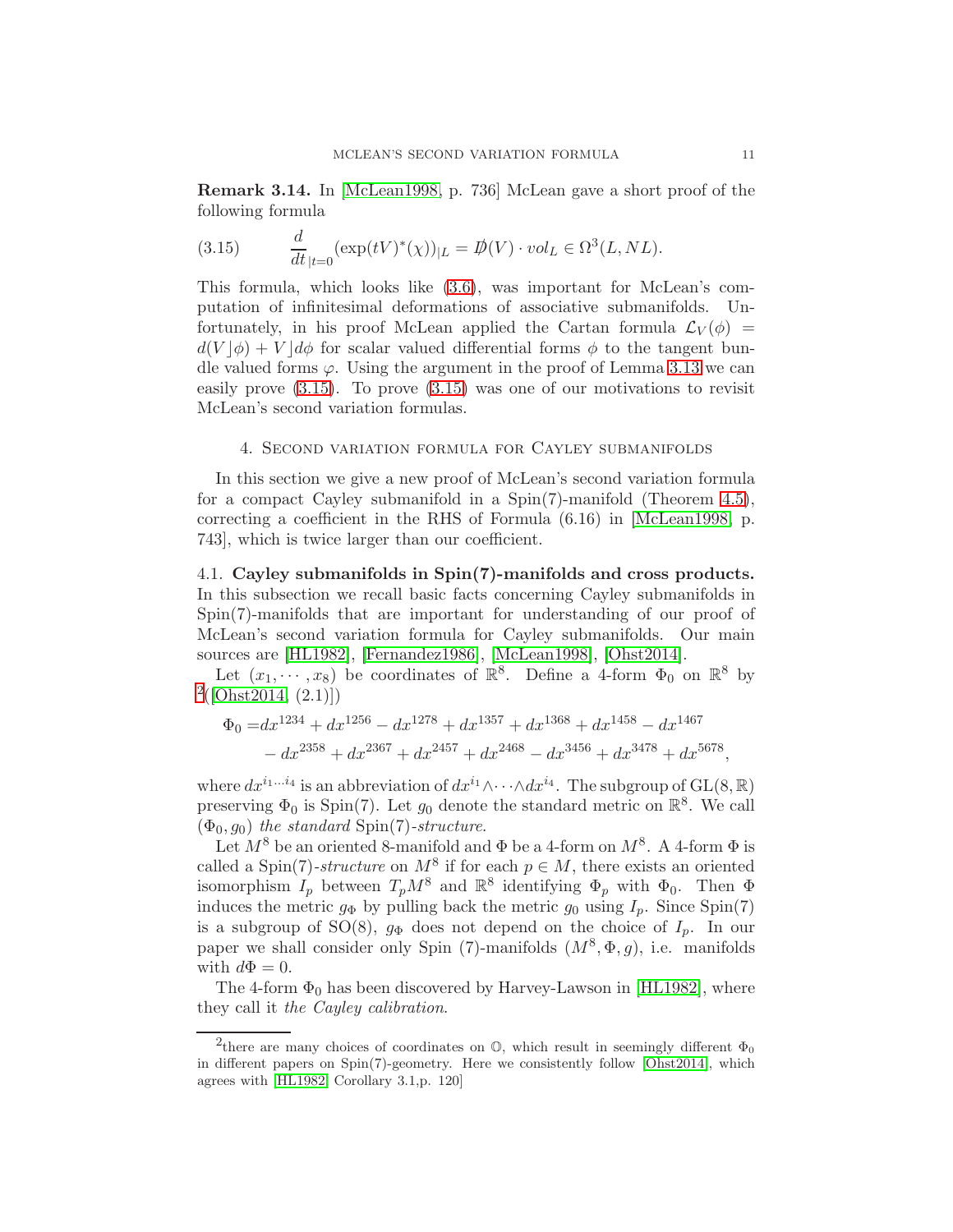**Remark 3.14.** In [McLean1998, p. 736] McLean gave a short proof of the following formula

$$\frac{d}{dt}_{|t=0}(\exp(tV)^*(\chi))_{|L} = \not{D}(V) \cdot vol_L \in \Omega^3(L, NL). \tag{3.15}$$

This formula, which looks like (3.6), was important for McLean's computation of infinitesimal deformations of associative submanifolds. Unfortunately, in his proof McLean applied the Cartan formula $\mathcal{L}_V(\phi) = d(V\rfloor\phi) + V\rfloor d\phi$ for scalar valued differential forms $\phi$ to the tangent bundle valued forms $\varphi$. Using the argument in the proof of Lemma 3.13 we can easily prove (3.15). To prove (3.15) was one of our motivations to revisit McLean's second variation formulas.

## 4. Second variation formula for Cayley submanifolds

In this section we give a new proof of McLean's second variation formula for a compact Cayley submanifold in a Spin(7)-manifold (Theorem 4.5), correcting a coefficient in the RHS of Formula (6.16) in [McLean1998, p. 743], which is twice larger than our coefficient.

### 4.1. Cayley submanifolds in Spin(7)-manifolds and cross products.

In this subsection we recall basic facts concerning Cayley submanifolds in Spin(7)-manifolds that are important for understanding of our proof of McLean's second variation formula for Cayley submanifolds. Our main sources are [HL1982], [Fernandez1986], [McLean1998], [Ohst2014].

Let $(x_1, \cdots, x_8)$ be coordinates of $\mathbb{R}^8$. Define a 4-form $\Phi_0$ on $\mathbb{R}^8$ by [2]([Ohst2014, (2.1)])

$$\begin{aligned}\Phi_0 =& dx^{1234} + dx^{1256} - dx^{1278} + dx^{1357} + dx^{1368} + dx^{1458} - dx^{1467} \\ & - dx^{2358} + dx^{2367} + dx^{2457} + dx^{2468} - dx^{3456} + dx^{3478} + dx^{5678},\end{aligned}$$

where $dx^{i_1\ldots i_4}$ is an abbreviation of $dx^{i_1}\wedge\cdots\wedge dx^{i_4}$. The subgroup of $\mathrm{GL}(8,\mathbb{R})$ preserving $\Phi_0$ is Spin(7). Let $g_0$ denote the standard metric on $\mathbb{R}^8$. We call $(\Phi_0, g_0)$ *the standard* Spin(7)*-structure*.

Let $M^8$ be an oriented 8-manifold and $\Phi$ be a 4-form on $M^8$. A 4-form $\Phi$ is called a Spin(7)*-structure* on $M^8$ if for each $p \in M$, there exists an oriented isomorphism $I_p$ between $T_pM^8$ and $\mathbb{R}^8$ identifying $\Phi_p$ with $\Phi_0$. Then $\Phi$ induces the metric $g_\Phi$ by pulling back the metric $g_0$ using $I_p$. Since Spin(7) is a subgroup of SO(8), $g_\Phi$ does not depend on the choice of $I_p$. In our paper we shall consider only Spin (7)-manifolds $(M^8, \Phi, g)$, i.e. manifolds with $d\Phi = 0$.

The 4-form $\Phi_0$ has been discovered by Harvey-Lawson in [HL1982], where they call it *the Cayley calibration*.

---

[2] there are many choices of coordinates on $\mathbb{O}$, which result in seemingly different $\Phi_0$ in different papers on Spin(7)-geometry. Here we consistently follow [Ohst2014], which agrees with [HL1982, Corollary 3.1,p. 120]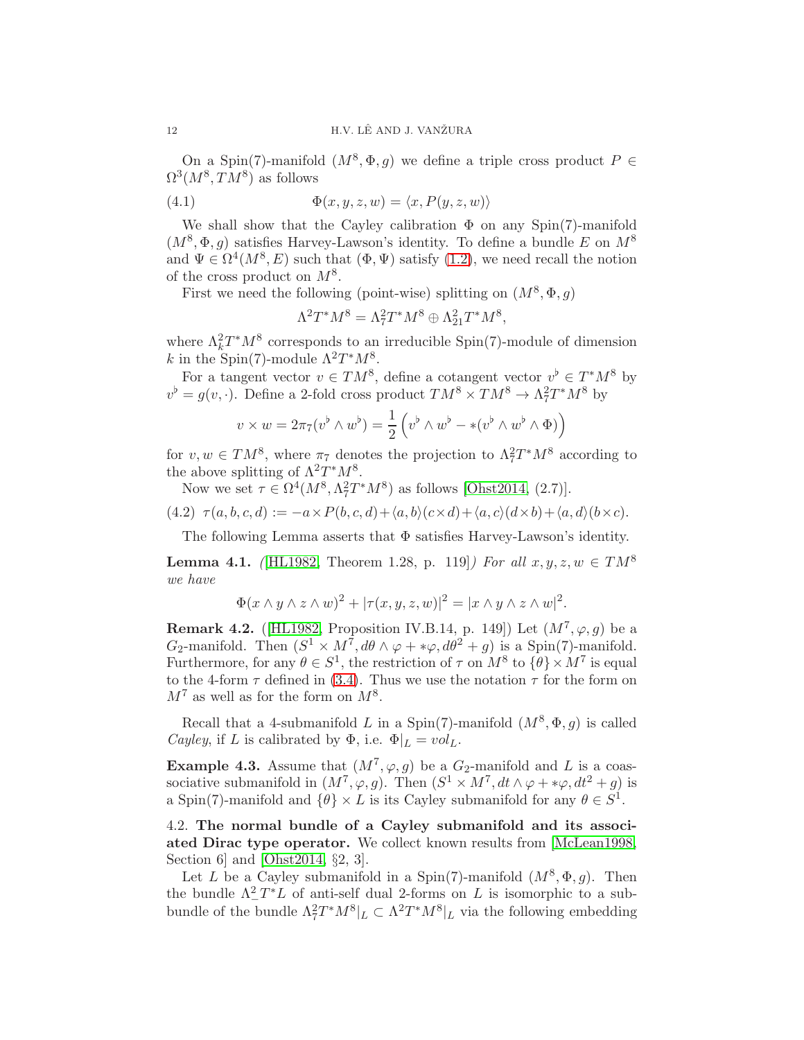On a Spin(7)-manifold $(M^8, \Phi, g)$ we define a triple cross product $P \in \Omega^3(M^8, TM^8)$ as follows

$$\Phi(x, y, z, w) = \langle x, P(y, z, w)\rangle \tag{4.1}$$

We shall show that the Cayley calibration $\Phi$ on any Spin(7)-manifold $(M^8, \Phi, g)$ satisfies Harvey-Lawson's identity. To define a bundle $E$ on $M^8$ and $\Psi \in \Omega^4(M^8, E)$ such that $(\Phi, \Psi)$ satisfy (1.2), we need recall the notion of the cross product on $M^8$.

First we need the following (point-wise) splitting on $(M^8, \Phi, g)$

$$\Lambda^2 T^*M^8 = \Lambda^2_7 T^*M^8 \oplus \Lambda^2_{21} T^*M^8,$$

where $\Lambda^2_k T^*M^8$ corresponds to an irreducible Spin(7)-module of dimension $k$ in the Spin(7)-module $\Lambda^2 T^*M^8$.

For a tangent vector $v \in TM^8$, define a cotangent vector $v^\flat \in T^*M^8$ by $v^\flat = g(v, \cdot)$. Define a 2-fold cross product $TM^8 \times TM^8 \to \Lambda^2_7 T^*M^8$ by

$$v \times w = 2\pi_7(v^\flat \wedge w^\flat) = \frac{1}{2}\left(v^\flat \wedge w^\flat - *(v^\flat \wedge w^\flat \wedge \Phi)\right)$$

for $v, w \in TM^8$, where $\pi_7$ denotes the projection to $\Lambda^2_7 T^*M^8$ according to the above splitting of $\Lambda^2 T^*M^8$.

Now we set $\tau \in \Omega^4(M^8, \Lambda^2_7 T^*M^8)$ as follows [Ohst2014, (2.7)].

$$\tau(a, b, c, d) := -a \times P(b, c, d) + \langle a, b\rangle (c \times d) + \langle a, c\rangle (d \times b) + \langle a, d\rangle (b \times c). \tag{4.2}$$

The following Lemma asserts that $\Phi$ satisfies Harvey-Lawson's identity.

**Lemma 4.1.** *([HL1982, Theorem 1.28, p. 119]) For all $x, y, z, w \in TM^8$ we have*

$$\Phi(x \wedge y \wedge z \wedge w)^2 + |\tau(x, y, z, w)|^2 = |x \wedge y \wedge z \wedge w|^2.$$

**Remark 4.2.** ([HL1982, Proposition IV.B.14, p. 149]) Let $(M^7, \varphi, g)$ be a $G_2$-manifold. Then $(S^1 \times M^7, d\theta \wedge \varphi + *\varphi, d\theta^2 + g)$ is a Spin(7)-manifold. Furthermore, for any $\theta \in S^1$, the restriction of $\tau$ on $M^8$ to $\{\theta\} \times M^7$ is equal to the 4-form $\tau$ defined in (3.4). Thus we use the notation $\tau$ for the form on $M^7$ as well as for the form on $M^8$.

Recall that a 4-submanifold $L$ in a Spin(7)-manifold $(M^8, \Phi, g)$ is called *Cayley*, if $L$ is calibrated by $\Phi$, i.e. $\Phi|_L = vol_L$.

**Example 4.3.** Assume that $(M^7, \varphi, g)$ be a $G_2$-manifold and $L$ is a coassociative submanifold in $(M^7, \varphi, g)$. Then $(S^1 \times M^7, dt \wedge \varphi + *\varphi, dt^2 + g)$ is a Spin(7)-manifold and $\{\theta\} \times L$ is its Cayley submanifold for any $\theta \in S^1$.

4.2. **The normal bundle of a Cayley submanifold and its associated Dirac type operator.** We collect known results from [McLean1998, Section 6] and [Ohst2014, §2, 3].

Let $L$ be a Cayley submanifold in a Spin(7)-manifold $(M^8, \Phi, g)$. Then the bundle $\Lambda^2_- T^*L$ of anti-self dual 2-forms on $L$ is isomorphic to a subbundle of the bundle $\Lambda^2_7 T^*M^8|_L \subset \Lambda^2 T^*M^8|_L$ via the following embedding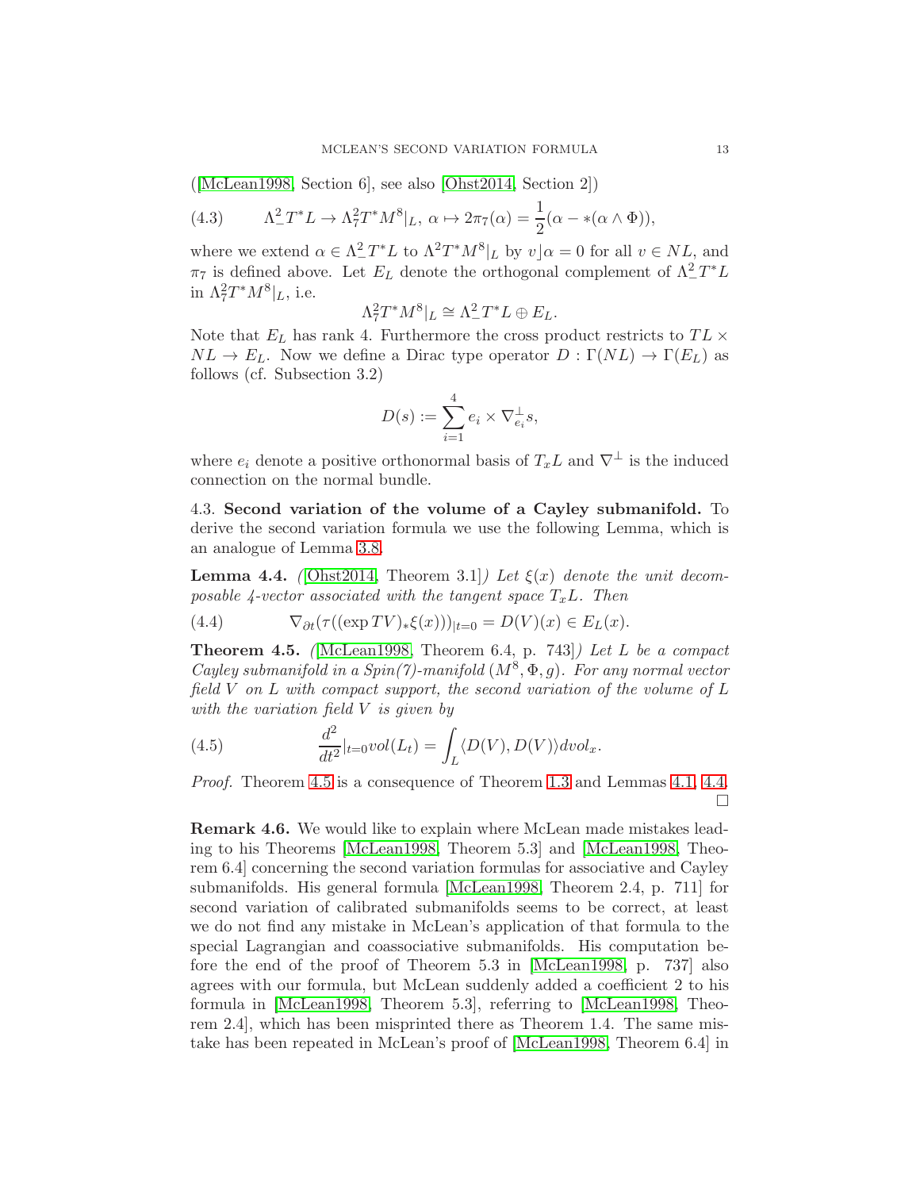([McLean1998, Section 6], see also [Ohst2014, Section 2])

$$\Lambda^2_- T^*L \to \Lambda^2_7 T^*M^8|_L,\ \alpha \mapsto 2\pi_7(\alpha) = \frac{1}{2}(\alpha - *(\alpha \wedge \Phi)), \tag{4.3}$$

where we extend $\alpha \in \Lambda^2_- T^*L$ to $\Lambda^2 T^*M^8|_L$ by $v \rfloor \alpha = 0$ for all $v \in NL$, and $\pi_7$ is defined above. Let $E_L$ denote the orthogonal complement of $\Lambda^2_- T^*L$ in $\Lambda^2_7 T^*M^8|_L$, i.e.

$$\Lambda^2_7 T^*M^8|_L \cong \Lambda^2_- T^*L \oplus E_L.$$

Note that $E_L$ has rank 4. Furthermore the cross product restricts to $TL \times NL \to E_L$. Now we define a Dirac type operator $D : \Gamma(NL) \to \Gamma(E_L)$ as follows (cf. Subsection 3.2)

$$D(s) := \sum_{i=1}^{4} e_i \times \nabla^\perp_{e_i} s,$$

where $e_i$ denote a positive orthonormal basis of $T_xL$ and $\nabla^\perp$ is the induced connection on the normal bundle.

4.3. **Second variation of the volume of a Cayley submanifold.** To derive the second variation formula we use the following Lemma, which is an analogue of Lemma 3.8.

**Lemma 4.4.** *([Ohst2014, Theorem 3.1]) Let $\xi(x)$ denote the unit decomposable 4-vector associated with the tangent space $T_xL$. Then*

$$\nabla_{\partial t}(\tau((\exp TV)_* \xi(x)))_{|t=0} = D(V)(x) \in E_L(x). \tag{4.4}$$

**Theorem 4.5.** *([McLean1998, Theorem 6.4, p. 743]) Let $L$ be a compact Cayley submanifold in a Spin(7)-manifold $(M^8, \Phi, g)$. For any normal vector field $V$ on $L$ with compact support, the second variation of the volume of $L$ with the variation field $V$ is given by*

$$\frac{d^2}{dt^2}|_{t=0} vol(L_t) = \int_L \langle D(V), D(V)\rangle dvol_x. \tag{4.5}$$

*Proof.* Theorem 4.5 is a consequence of Theorem 1.3 and Lemmas 4.1, 4.4. □

**Remark 4.6.** We would like to explain where McLean made mistakes leading to his Theorems [McLean1998, Theorem 5.3] and [McLean1998, Theorem 6.4] concerning the second variation formulas for associative and Cayley submanifolds. His general formula [McLean1998, Theorem 2.4, p. 711] for second variation of calibrated submanifolds seems to be correct, at least we do not find any mistake in McLean's application of that formula to the special Lagrangian and coassociative submanifolds. His computation before the end of the proof of Theorem 5.3 in [McLean1998, p. 737] also agrees with our formula, but McLean suddenly added a coefficient 2 to his formula in [McLean1998, Theorem 5.3], referring to [McLean1998, Theorem 2.4], which has been misprinted there as Theorem 1.4. The same mistake has been repeated in McLean's proof of [McLean1998, Theorem 6.4] in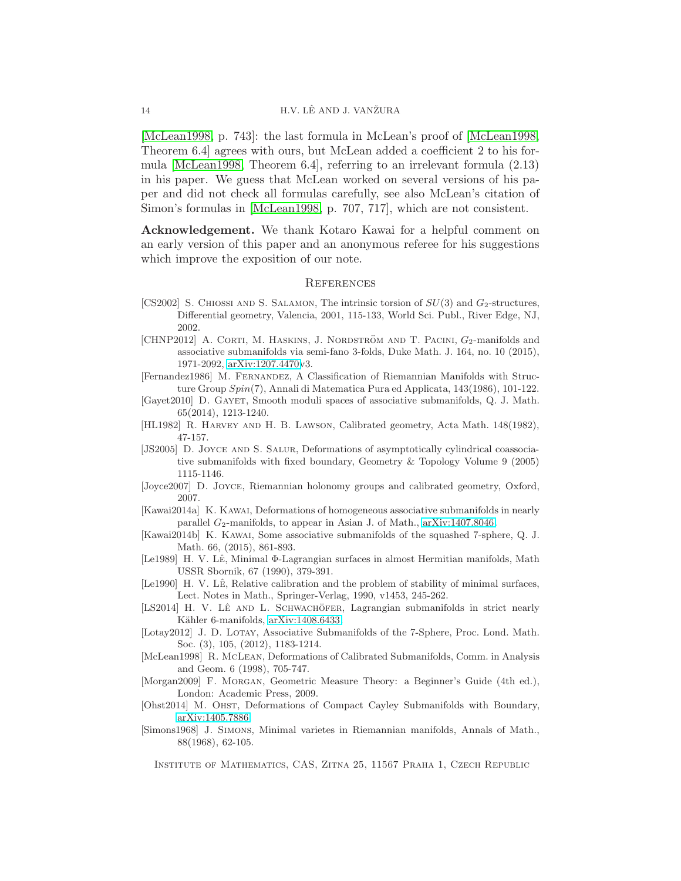[McLean1998, p. 743]: the last formula in McLean's proof of [McLean1998, Theorem 6.4] agrees with ours, but McLean added a coefficient 2 to his formula [McLean1998, Theorem 6.4], referring to an irrelevant formula (2.13) in his paper. We guess that McLean worked on several versions of his paper and did not check all formulas carefully, see also McLean's citation of Simon's formulas in [McLean1998, p. 707, 717], which are not consistent.

**Acknowledgement.** We thank Kotaro Kawai for a helpful comment on an early version of this paper and an anonymous referee for his suggestions which improve the exposition of our note.

## References

[CS2002] S. Chiossi and S. Salamon, The intrinsic torsion of $SU(3)$ and $G_2$-structures, Differential geometry, Valencia, 2001, 115-133, World Sci. Publ., River Edge, NJ, 2002.

[CHNP2012] A. Corti, M. Haskins, J. Nordström and T. Pacini, $G_2$-manifolds and associative submanifolds via semi-fano 3-folds, Duke Math. J. 164, no. 10 (2015), 1971-2092, arXiv:1207.4470v3.

[Fernandez1986] M. Fernandez, A Classification of Riemannian Manifolds with Structure Group $Spin(7)$, Annali di Matematica Pura ed Applicata, 143(1986), 101-122.

[Gayet2010] D. Gayet, Smooth moduli spaces of associative submanifolds, Q. J. Math. 65(2014), 1213-1240.

[HL1982] R. Harvey and H. B. Lawson, Calibrated geometry, Acta Math. 148(1982), 47-157.

[JS2005] D. Joyce and S. Salur, Deformations of asymptotically cylindrical coassociative submanifolds with fixed boundary, Geometry & Topology Volume 9 (2005) 1115-1146.

[Joyce2007] D. Joyce, Riemannian holonomy groups and calibrated geometry, Oxford, 2007.

[Kawai2014a] K. Kawai, Deformations of homogeneous associative submanifolds in nearly parallel $G_2$-manifolds, to appear in Asian J. of Math., arXiv:1407.8046.

[Kawai2014b] K. Kawai, Some associative submanifolds of the squashed 7-sphere, Q. J. Math. 66, (2015), 861-893.

[Le1989] H. V. Lê, Minimal $\Phi$-Lagrangian surfaces in almost Hermitian manifolds, Math USSR Sbornik, 67 (1990), 379-391.

[Le1990] H. V. Lê, Relative calibration and the problem of stability of minimal surfaces, Lect. Notes in Math., Springer-Verlag, 1990, v1453, 245-262.

[LS2014] H. V. Lê and L. Schwachöfer, Lagrangian submanifolds in strict nearly Kähler 6-manifolds, arXiv:1408.6433.

[Lotay2012] J. D. Lotay, Associative Submanifolds of the 7-Sphere, Proc. Lond. Math. Soc. (3), 105, (2012), 1183-1214.

[McLean1998] R. McLean, Deformations of Calibrated Submanifolds, Comm. in Analysis and Geom. 6 (1998), 705-747.

[Morgan2009] F. Morgan, Geometric Measure Theory: a Beginner's Guide (4th ed.), London: Academic Press, 2009.

[Ohst2014] M. Ohst, Deformations of Compact Cayley Submanifolds with Boundary, arXiv:1405.7886.

[Simons1968] J. Simons, Minimal varietes in Riemannian manifolds, Annals of Math., 88(1968), 62-105.

Institute of Mathematics, CAS, Zitna 25, 11567 Praha 1, Czech Republic